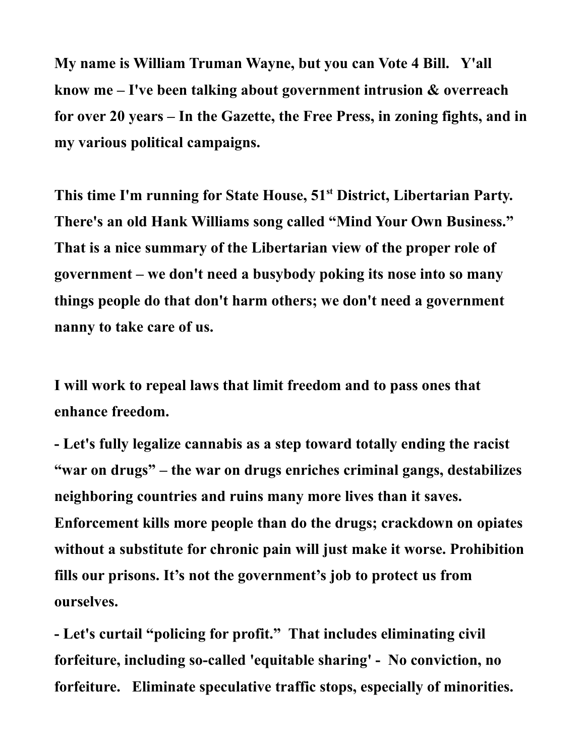**My name is William Truman Wayne, but you can Vote 4 Bill. Y'all know me – I've been talking about government intrusion & overreach for over 20 years – In the Gazette, the Free Press, in zoning fights, and in my various political campaigns.**

**This time I'm running for State House, 51st District, Libertarian Party. There's an old Hank Williams song called "Mind Your Own Business." That is a nice summary of the Libertarian view of the proper role of government – we don't need a busybody poking its nose into so many things people do that don't harm others; we don't need a government nanny to take care of us.**

**I will work to repeal laws that limit freedom and to pass ones that enhance freedom.**

**- Let's fully legalize cannabis as a step toward totally ending the racist "war on drugs" – the war on drugs enriches criminal gangs, destabilizes neighboring countries and ruins many more lives than it saves. Enforcement kills more people than do the drugs; crackdown on opiates without a substitute for chronic pain will just make it worse. Prohibition fills our prisons. It's not the government's job to protect us from ourselves.**

**- Let's curtail "policing for profit." That includes eliminating civil forfeiture, including so-called 'equitable sharing' - No conviction, no forfeiture. Eliminate speculative traffic stops, especially of minorities.**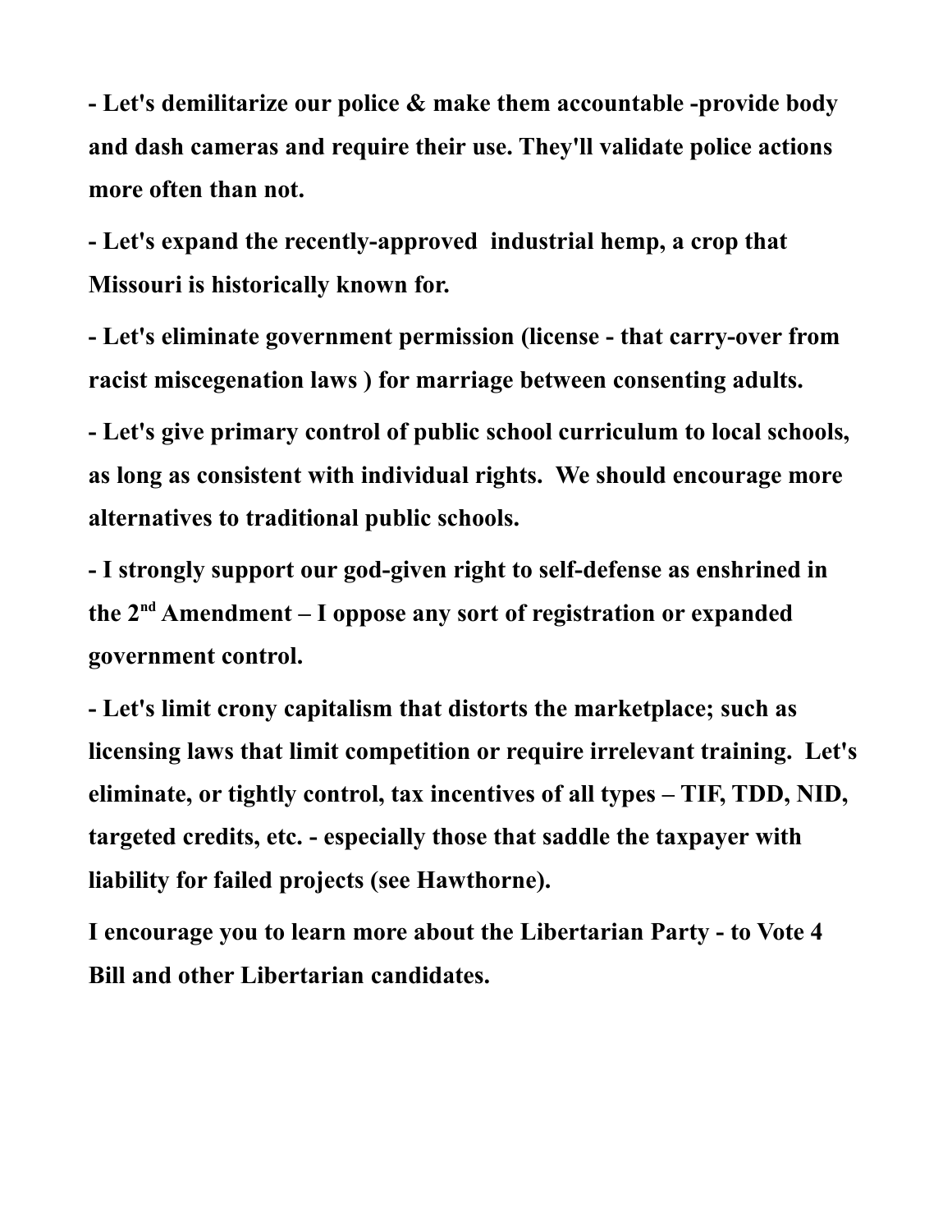**- Let's demilitarize our police & make them accountable -provide body and dash cameras and require their use. They'll validate police actions more often than not.**

**- Let's expand the recently-approved industrial hemp, a crop that Missouri is historically known for.**

**- Let's eliminate government permission (license - that carry-over from racist miscegenation laws ) for marriage between consenting adults.**

**- Let's give primary control of public school curriculum to local schools, as long as consistent with individual rights. We should encourage more alternatives to traditional public schools.**

**- I strongly support our god-given right to self-defense as enshrined in the 2nd Amendment – I oppose any sort of registration or expanded government control.**

**- Let's limit crony capitalism that distorts the marketplace; such as licensing laws that limit competition or require irrelevant training. Let's eliminate, or tightly control, tax incentives of all types – TIF, TDD, NID, targeted credits, etc. - especially those that saddle the taxpayer with liability for failed projects (see Hawthorne).**

**I encourage you to learn more about the Libertarian Party - to Vote 4 Bill and other Libertarian candidates.**